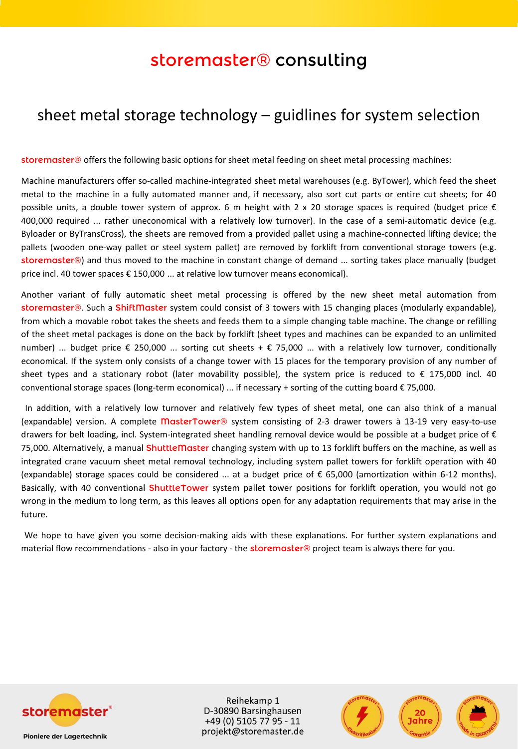# storemaster® consulting

## sheet metal storage technology – guidlines for system selection

storemaster® offers the following basic options for sheet metal feeding on sheet metal processing machines:

Machine manufacturers offer so-called machine-integrated sheet metal warehouses (e.g. ByTower), which feed the sheet metal to the machine in a fully automated manner and, if necessary, also sort cut parts or entire cut sheets; for 40 possible units, a double tower system of approx. 6 m height with 2 x 20 storage spaces is required (budget price € 400,000 required ... rather uneconomical with a relatively low turnover). In the case of a semi-automatic device (e.g. Byloader or ByTransCross), the sheets are removed from a provided pallet using a machine-connected lifting device; the pallets (wooden one-way pallet or steel system pallet) are removed by forklift from conventional storage towers (e.g. storemaster®) and thus moved to the machine in constant change of demand ... sorting takes place manually (budget price incl. 40 tower spaces € 150,000 ... at relative low turnover means economical).

Another variant of fully automatic sheet metal processing is offered by the new sheet metal automation from storemaster®. Such a ShiftMaster system could consist of 3 towers with 15 changing places (modularly expandable), from which a movable robot takes the sheets and feeds them to a simple changing table machine. The change or refilling of the sheet metal packages is done on the back by forklift (sheet types and machines can be expanded to an unlimited number) ... budget price € 250,000 ... sorting cut sheets + € 75,000 ... with a relatively low turnover, conditionally economical. If the system only consists of a change tower with 15 places for the temporary provision of any number of sheet types and a stationary robot (later movability possible), the system price is reduced to € 175,000 incl. 40 conventional storage spaces (long-term economical) ... if necessary + sorting of the cutting board € 75,000.

In addition, with a relatively low turnover and relatively few types of sheet metal, one can also think of a manual (expandable) version. A complete MasterTower® system consisting of 2-3 drawer towers à 13-19 very easy-to-use drawers for belt loading, incl. System-integrated sheet handling removal device would be possible at a budget price of € 75,000. Alternatively, a manual ShuttleMaster changing system with up to 13 forklift buffers on the machine, as well as integrated crane vacuum sheet metal removal technology, including system pallet towers for forklift operation with 40 (expandable) storage spaces could be considered ... at a budget price of € 65,000 (amortization within 6-12 months). Basically, with 40 conventional ShuttleTower system pallet tower positions for forklift operation, you would not go wrong in the medium to long term, as this leaves all options open for any adaptation requirements that may arise in the future.

We hope to have given you some decision-making aids with these explanations. For further system explanations and material flow recommendations - also in your factory - the storemaster® project team is always there for you.

storemaster®
Pioniere der Lagertechnik

Reihekamp 1
D-30890 Barsinghausen
+49 (0) 5105 77 95 - 11
projekt@storemaster.de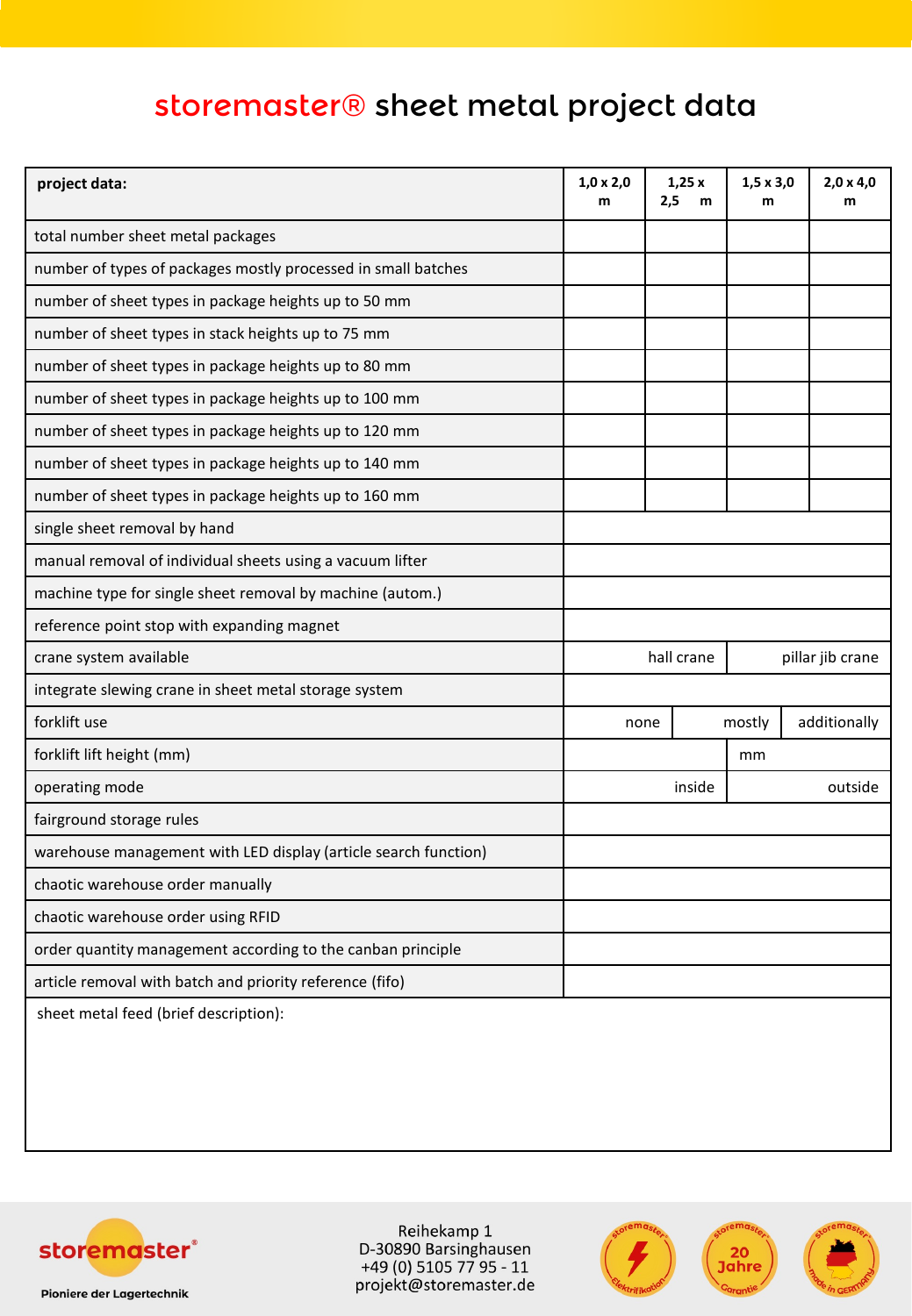# storemaster® sheet metal project data

| project data: | 1,0 x 2,0 m | 1,25 x 2,5 m | 1,5 x 3,0 m | 2,0 x 4,0 m |
|---|---|---|---|---|
| total number sheet metal packages | | | | |
| number of types of packages mostly processed in small batches | | | | |
| number of sheet types in package heights up to 50 mm | | | | |
| number of sheet types in stack heights up to 75 mm | | | | |
| number of sheet types in package heights up to 80 mm | | | | |
| number of sheet types in package heights up to 100 mm | | | | |
| number of sheet types in package heights up to 120 mm | | | | |
| number of sheet types in package heights up to 140 mm | | | | |
| number of sheet types in package heights up to 160 mm | | | | |
| single sheet removal by hand | | | | |
| manual removal of individual sheets using a vacuum lifter | | | | |
| machine type for single sheet removal by machine (autom.) | | | | |
| reference point stop with expanding magnet | | | | |
| crane system available | hall crane | | pillar jib crane | |
| integrate slewing crane in sheet metal storage system | | | | |
| forklift use | none | mostly | additionally | |
| forklift lift height (mm) | | | mm | |
| operating mode | inside | | outside | |
| fairground storage rules | | | | |
| warehouse management with LED display (article search function) | | | | |
| chaotic warehouse order manually | | | | |
| chaotic warehouse order using RFID | | | | |
| order quantity management according to the canban principle | | | | |
| article removal with batch and priority reference (fifo) | | | | |

sheet metal feed (brief description):

storemaster®

Pioniere der Lagertechnik

Reihekamp 1
D-30890 Barsinghausen
+49 (0) 5105 77 95 - 11
projekt@storemaster.de